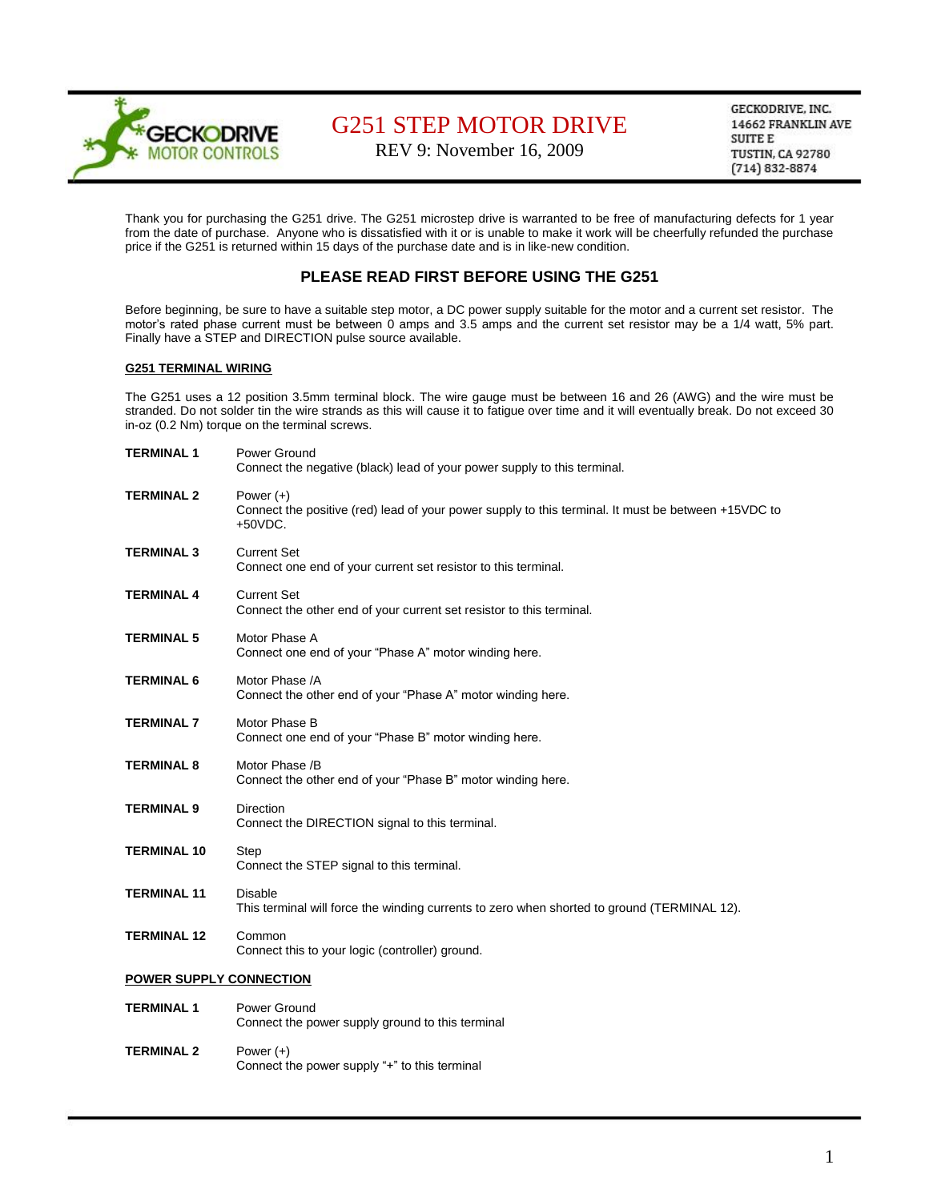GECKODRIVE MOTOR CONTROLS

# G251 STEP MOTOR DRIVE

REV 9: November 16, 2009

GECKODRIVE, INC.
14662 FRANKLIN AVE
SUITE E
TUSTIN, CA 92780
(714) 832-8874

Thank you for purchasing the G251 drive. The G251 microstep drive is warranted to be free of manufacturing defects for 1 year from the date of purchase. Anyone who is dissatisfied with it or is unable to make it work will be cheerfully refunded the purchase price if the G251 is returned within 15 days of the purchase date and is in like-new condition.

## PLEASE READ FIRST BEFORE USING THE G251

Before beginning, be sure to have a suitable step motor, a DC power supply suitable for the motor and a current set resistor. The motor's rated phase current must be between 0 amps and 3.5 amps and the current set resistor may be a 1/4 watt, 5% part. Finally have a STEP and DIRECTION pulse source available.

### G251 TERMINAL WIRING

The G251 uses a 12 position 3.5mm terminal block. The wire gauge must be between 16 and 26 (AWG) and the wire must be stranded. Do not solder tin the wire strands as this will cause it to fatigue over time and it will eventually break. Do not exceed 30 in-oz (0.2 Nm) torque on the terminal screws.

**TERMINAL 1** — Power Ground
Connect the negative (black) lead of your power supply to this terminal.

**TERMINAL 2** — Power (+)
Connect the positive (red) lead of your power supply to this terminal. It must be between +15VDC to +50VDC.

**TERMINAL 3** — Current Set
Connect one end of your current set resistor to this terminal.

**TERMINAL 4** — Current Set
Connect the other end of your current set resistor to this terminal.

**TERMINAL 5** — Motor Phase A
Connect one end of your "Phase A" motor winding here.

**TERMINAL 6** — Motor Phase /A
Connect the other end of your "Phase A" motor winding here.

**TERMINAL 7** — Motor Phase B
Connect one end of your "Phase B" motor winding here.

**TERMINAL 8** — Motor Phase /B
Connect the other end of your "Phase B" motor winding here.

**TERMINAL 9** — Direction
Connect the DIRECTION signal to this terminal.

**TERMINAL 10** — Step
Connect the STEP signal to this terminal.

**TERMINAL 11** — Disable
This terminal will force the winding currents to zero when shorted to ground (TERMINAL 12).

**TERMINAL 12** — Common
Connect this to your logic (controller) ground.

### POWER SUPPLY CONNECTION

**TERMINAL 1** — Power Ground
Connect the power supply ground to this terminal

**TERMINAL 2** — Power (+)
Connect the power supply "+" to this terminal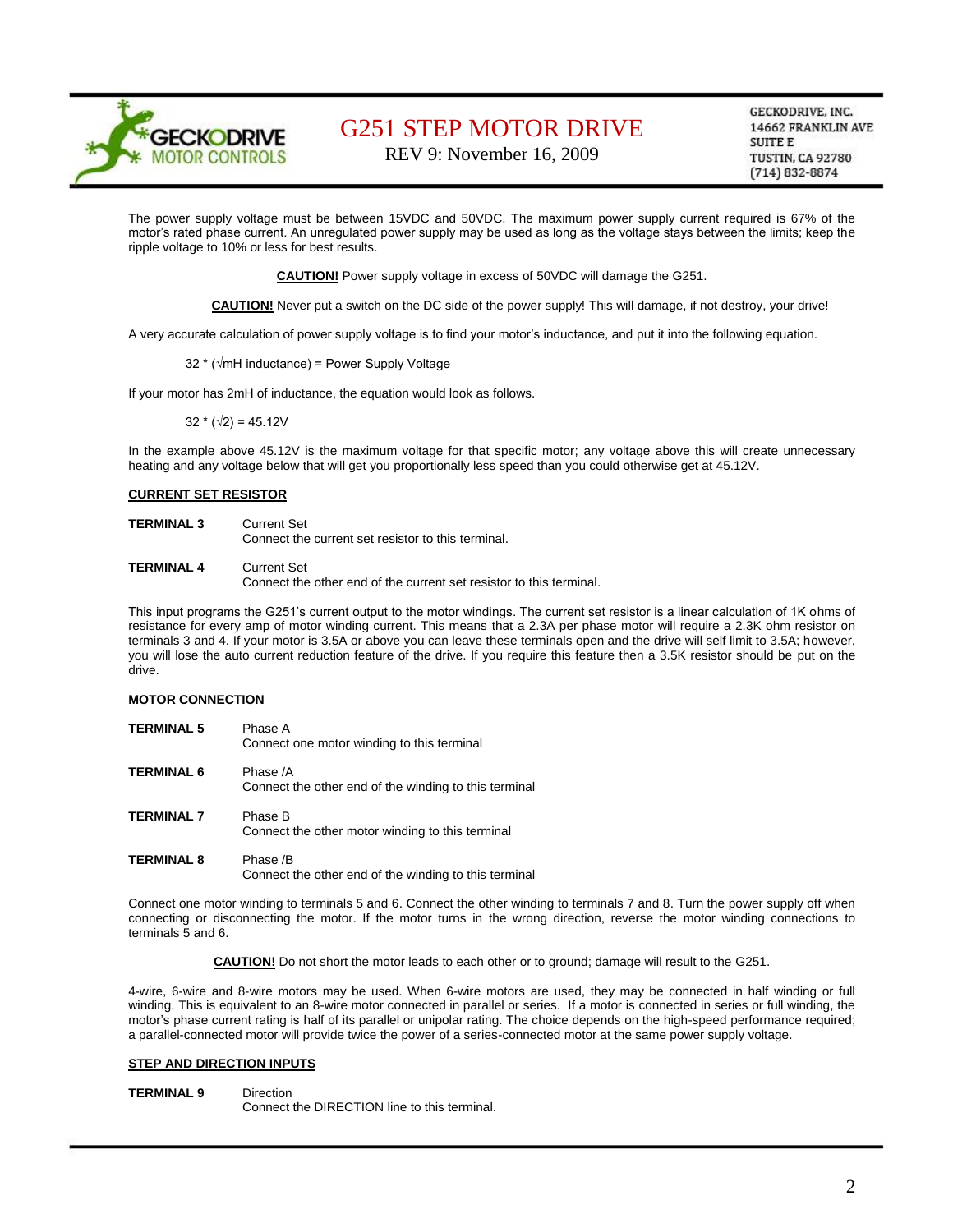The power supply voltage must be between 15VDC and 50VDC. The maximum power supply current required is 67% of the motor's rated phase current. An unregulated power supply may be used as long as the voltage stays between the limits; keep the ripple voltage to 10% or less for best results.

**CAUTION!** Power supply voltage in excess of 50VDC will damage the G251.

**CAUTION!** Never put a switch on the DC side of the power supply! This will damage, if not destroy, your drive!

A very accurate calculation of power supply voltage is to find your motor's inductance, and put it into the following equation.

$$32 * (\sqrt{\text{mH inductance}}) = \text{Power Supply Voltage}$$

If your motor has 2mH of inductance, the equation would look as follows.

$$32 * (\sqrt{2}) = 45.12\text{V}$$

In the example above 45.12V is the maximum voltage for that specific motor; any voltage above this will create unnecessary heating and any voltage below that will get you proportionally less speed than you could otherwise get at 45.12V.

## CURRENT SET RESISTOR

**TERMINAL 3** Current Set
Connect the current set resistor to this terminal.

**TERMINAL 4** Current Set
Connect the other end of the current set resistor to this terminal.

This input programs the G251's current output to the motor windings. The current set resistor is a linear calculation of 1K ohms of resistance for every amp of motor winding current. This means that a 2.3A per phase motor will require a 2.3K ohm resistor on terminals 3 and 4. If your motor is 3.5A or above you can leave these terminals open and the drive will self limit to 3.5A; however, you will lose the auto current reduction feature of the drive. If you require this feature then a 3.5K resistor should be put on the drive.

## MOTOR CONNECTION

**TERMINAL 5** Phase A
Connect one motor winding to this terminal

**TERMINAL 6** Phase /A
Connect the other end of the winding to this terminal

**TERMINAL 7** Phase B
Connect the other motor winding to this terminal

**TERMINAL 8** Phase /B
Connect the other end of the winding to this terminal

Connect one motor winding to terminals 5 and 6. Connect the other winding to terminals 7 and 8. Turn the power supply off when connecting or disconnecting the motor. If the motor turns in the wrong direction, reverse the motor winding connections to terminals 5 and 6.

**CAUTION!** Do not short the motor leads to each other or to ground; damage will result to the G251.

4-wire, 6-wire and 8-wire motors may be used. When 6-wire motors are used, they may be connected in half winding or full winding. This is equivalent to an 8-wire motor connected in parallel or series. If a motor is connected in series or full winding, the motor's phase current rating is half of its parallel or unipolar rating. The choice depends on the high-speed performance required; a parallel-connected motor will provide twice the power of a series-connected motor at the same power supply voltage.

## STEP AND DIRECTION INPUTS

**TERMINAL 9** Direction
Connect the DIRECTION line to this terminal.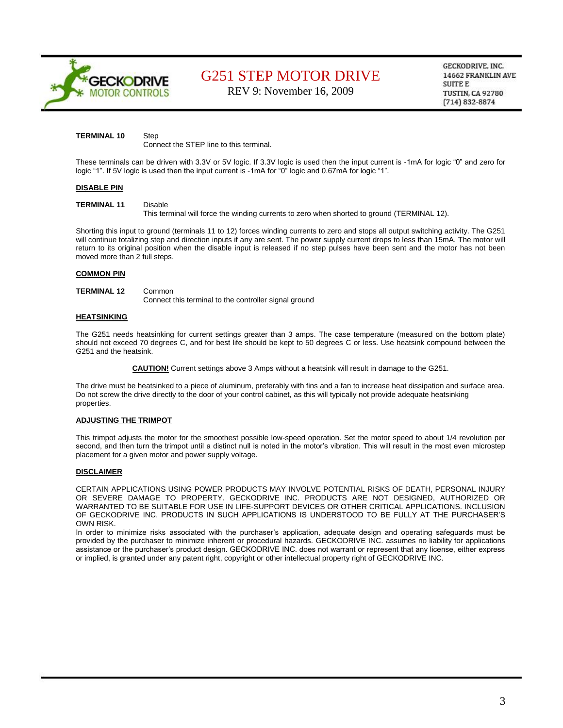**TERMINAL 10** Step
Connect the STEP line to this terminal.

These terminals can be driven with 3.3V or 5V logic. If 3.3V logic is used then the input current is -1mA for logic "0" and zero for logic "1". If 5V logic is used then the input current is -1mA for "0" logic and 0.67mA for logic "1".

## DISABLE PIN

**TERMINAL 11** Disable
This terminal will force the winding currents to zero when shorted to ground (TERMINAL 12).

Shorting this input to ground (terminals 11 to 12) forces winding currents to zero and stops all output switching activity. The G251 will continue totalizing step and direction inputs if any are sent. The power supply current drops to less than 15mA. The motor will return to its original position when the disable input is released if no step pulses have been sent and the motor has not been moved more than 2 full steps.

## COMMON PIN

**TERMINAL 12** Common
Connect this terminal to the controller signal ground

## HEATSINKING

The G251 needs heatsinking for current settings greater than 3 amps. The case temperature (measured on the bottom plate) should not exceed 70 degrees C, and for best life should be kept to 50 degrees C or less. Use heatsink compound between the G251 and the heatsink.

**CAUTION!** Current settings above 3 Amps without a heatsink will result in damage to the G251.

The drive must be heatsinked to a piece of aluminum, preferably with fins and a fan to increase heat dissipation and surface area. Do not screw the drive directly to the door of your control cabinet, as this will typically not provide adequate heatsinking properties.

## ADJUSTING THE TRIMPOT

This trimpot adjusts the motor for the smoothest possible low-speed operation. Set the motor speed to about 1/4 revolution per second, and then turn the trimpot until a distinct null is noted in the motor's vibration. This will result in the most even microstep placement for a given motor and power supply voltage.

## DISCLAIMER

CERTAIN APPLICATIONS USING POWER PRODUCTS MAY INVOLVE POTENTIAL RISKS OF DEATH, PERSONAL INJURY OR SEVERE DAMAGE TO PROPERTY. GECKODRIVE INC. PRODUCTS ARE NOT DESIGNED, AUTHORIZED OR WARRANTED TO BE SUITABLE FOR USE IN LIFE-SUPPORT DEVICES OR OTHER CRITICAL APPLICATIONS. INCLUSION OF GECKODRIVE INC. PRODUCTS IN SUCH APPLICATIONS IS UNDERSTOOD TO BE FULLY AT THE PURCHASER'S OWN RISK.
In order to minimize risks associated with the purchaser's application, adequate design and operating safeguards must be provided by the purchaser to minimize inherent or procedural hazards. GECKODRIVE INC. assumes no liability for applications assistance or the purchaser's product design. GECKODRIVE INC. does not warrant or represent that any license, either express or implied, is granted under any patent right, copyright or other intellectual property right of GECKODRIVE INC.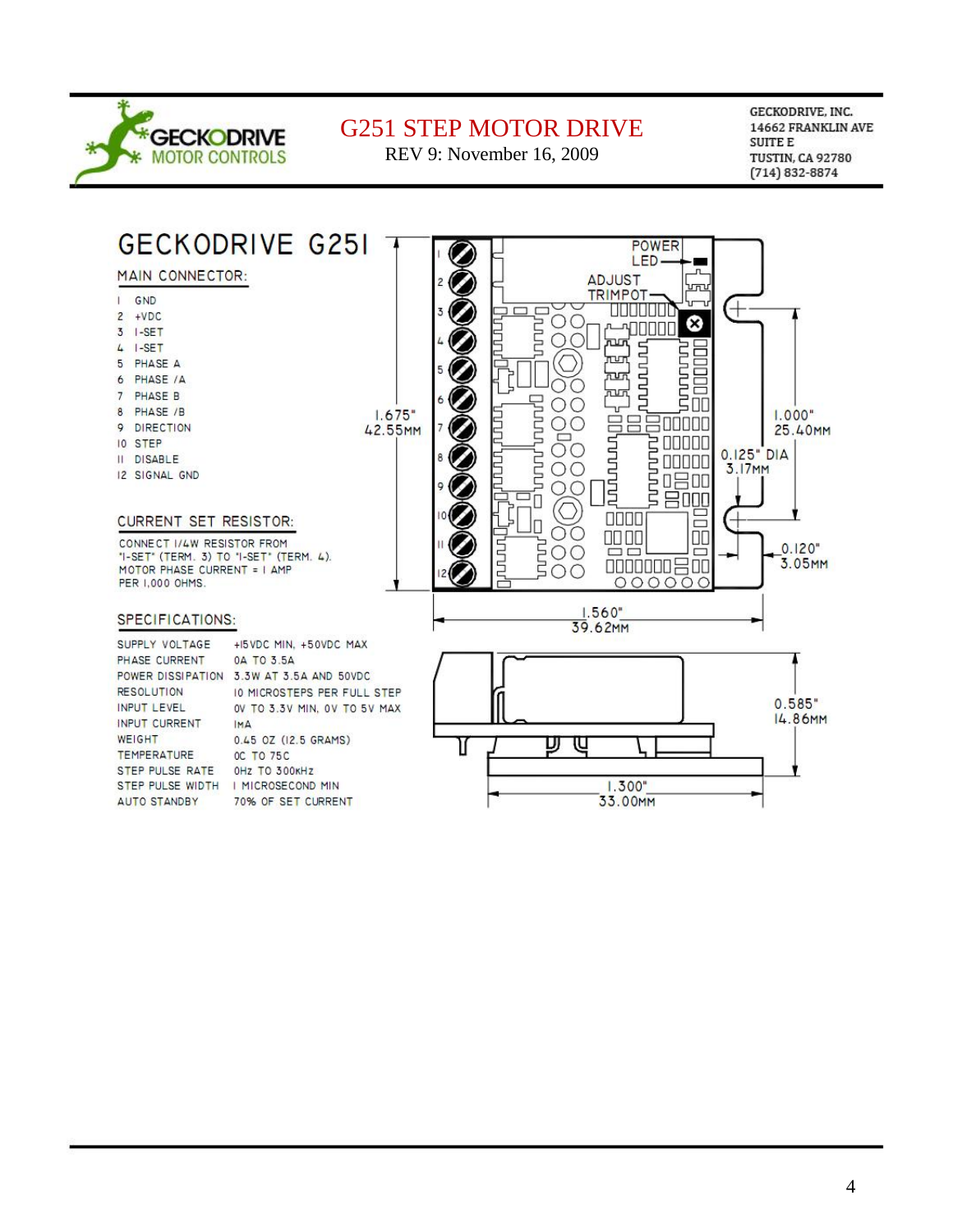# G251 STEP MOTOR DRIVE

REV 9: November 16, 2009

GECKODRIVE, INC.
14662 FRANKLIN AVE
SUITE E
TUSTIN, CA 92780
(714) 832-8874

## GECKODRIVE G251

### MAIN CONNECTOR:

1 GND
2 +VDC
3 I-SET
4 I-SET
5 PHASE A
6 PHASE /A
7 PHASE B
8 PHASE /B
9 DIRECTION
10 STEP
11 DISABLE
12 SIGNAL GND

### CURRENT SET RESISTOR:

CONNECT 1/4W RESISTOR FROM "I-SET" (TERM. 3) TO "I-SET" (TERM. 4). MOTOR PHASE CURRENT = 1 AMP PER 1,000 OHMS.

### SPECIFICATIONS:

| | |
|---|---|
| SUPPLY VOLTAGE | +15VDC MIN, +50VDC MAX |
| PHASE CURRENT | 0A TO 3.5A |
| POWER DISSIPATION | 3.3W AT 3.5A AND 50VDC |
| RESOLUTION | 10 MICROSTEPS PER FULL STEP |
| INPUT LEVEL | 0V TO 3.3V MIN, 0V TO 5V MAX |
| INPUT CURRENT | 1mA |
| WEIGHT | 0.45 OZ (12.5 GRAMS) |
| TEMPERATURE | 0C TO 75C |
| STEP PULSE RATE | 0Hz TO 300kHz |
| STEP PULSE WIDTH | 1 MICROSECOND MIN |
| AUTO STANDBY | 70% OF SET CURRENT |

POWER LED

ADJUST TRIMPOT

1.675"
42.55MM

1.000"
25.40MM

0.125" DIA
3.17MM

0.120"
3.05MM

1.560"
39.62MM

0.585"
14.86MM

1.300"
33.00MM